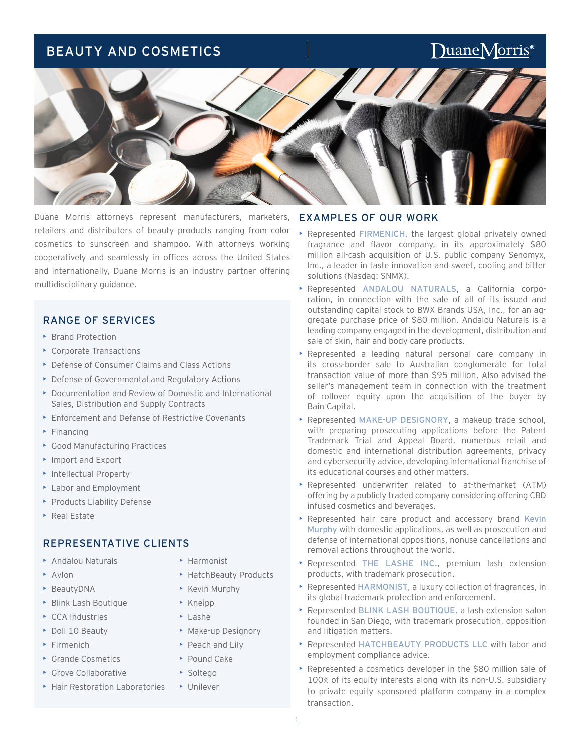# BEAUTY AND COSMETICS

Duane Morris

Duane Morris attorneys represent manufacturers, marketers, retailers and distributors of beauty products ranging from color cosmetics to sunscreen and shampoo. With attorneys working cooperatively and seamlessly in offices across the United States and internationally, Duane Morris is an industry partner offering multidisciplinary guidance.

## RANGE OF SERVICES

- Brand Protection
- Corporate Transactions
- Defense of Consumer Claims and Class Actions
- Defense of Governmental and Regulatory Actions
- Documentation and Review of Domestic and International Sales, Distribution and Supply Contracts
- Enforcement and Defense of Restrictive Covenants
- Financing
- Good Manufacturing Practices
- Import and Export
- Intellectual Property
- Labor and Employment
- Products Liability Defense
- Real Estate

## REPRESENTATIVE CLIENTS

- Andalou Naturals
- Avlon
- BeautyDNA
- Blink Lash Boutique
- CCA Industries
- Doll 10 Beauty
- Firmenich
- Grande Cosmetics
- Grove Collaborative
- Hair Restoration Laboratories
- Harmonist
- HatchBeauty Products
- Kevin Murphy
- Kneipp
- Lashe
- Make-up Designory
- Peach and Lily
- Pound Cake
- Soltego
- Unilever

## EXAMPLES OF OUR WORK

- Represented FIRMENICH, the largest global privately owned fragrance and flavor company, in its approximately $80 million all-cash acquisition of U.S. public company Senomyx, Inc., a leader in taste innovation and sweet, cooling and bitter solutions (Nasdaq: SNMX).
- Represented ANDALOU NATURALS, a California corporation, in connection with the sale of all of its issued and outstanding capital stock to BWX Brands USA, Inc., for an aggregate purchase price of $80 million. Andalou Naturals is a leading company engaged in the development, distribution and sale of skin, hair and body care products.
- Represented a leading natural personal care company in its cross-border sale to Australian conglomerate for total transaction value of more than $95 million. Also advised the seller's management team in connection with the treatment of rollover equity upon the acquisition of the buyer by Bain Capital.
- Represented MAKE-UP DESIGNORY, a makeup trade school, with preparing prosecuting applications before the Patent Trademark Trial and Appeal Board, numerous retail and domestic and international distribution agreements, privacy and cybersecurity advice, developing international franchise of its educational courses and other matters.
- Represented underwriter related to at-the-market (ATM) offering by a publicly traded company considering offering CBD infused cosmetics and beverages.
- Represented hair care product and accessory brand Kevin Murphy with domestic applications, as well as prosecution and defense of international oppositions, nonuse cancellations and removal actions throughout the world.
- Represented THE LASHE INC., premium lash extension products, with trademark prosecution.
- Represented HARMONIST, a luxury collection of fragrances, in its global trademark protection and enforcement.
- Represented BLINK LASH BOUTIQUE, a lash extension salon founded in San Diego, with trademark prosecution, opposition and litigation matters.
- Represented HATCHBEAUTY PRODUCTS LLC with labor and employment compliance advice.
- Represented a cosmetics developer in the $80 million sale of 100% of its equity interests along with its non-U.S. subsidiary to private equity sponsored platform company in a complex transaction.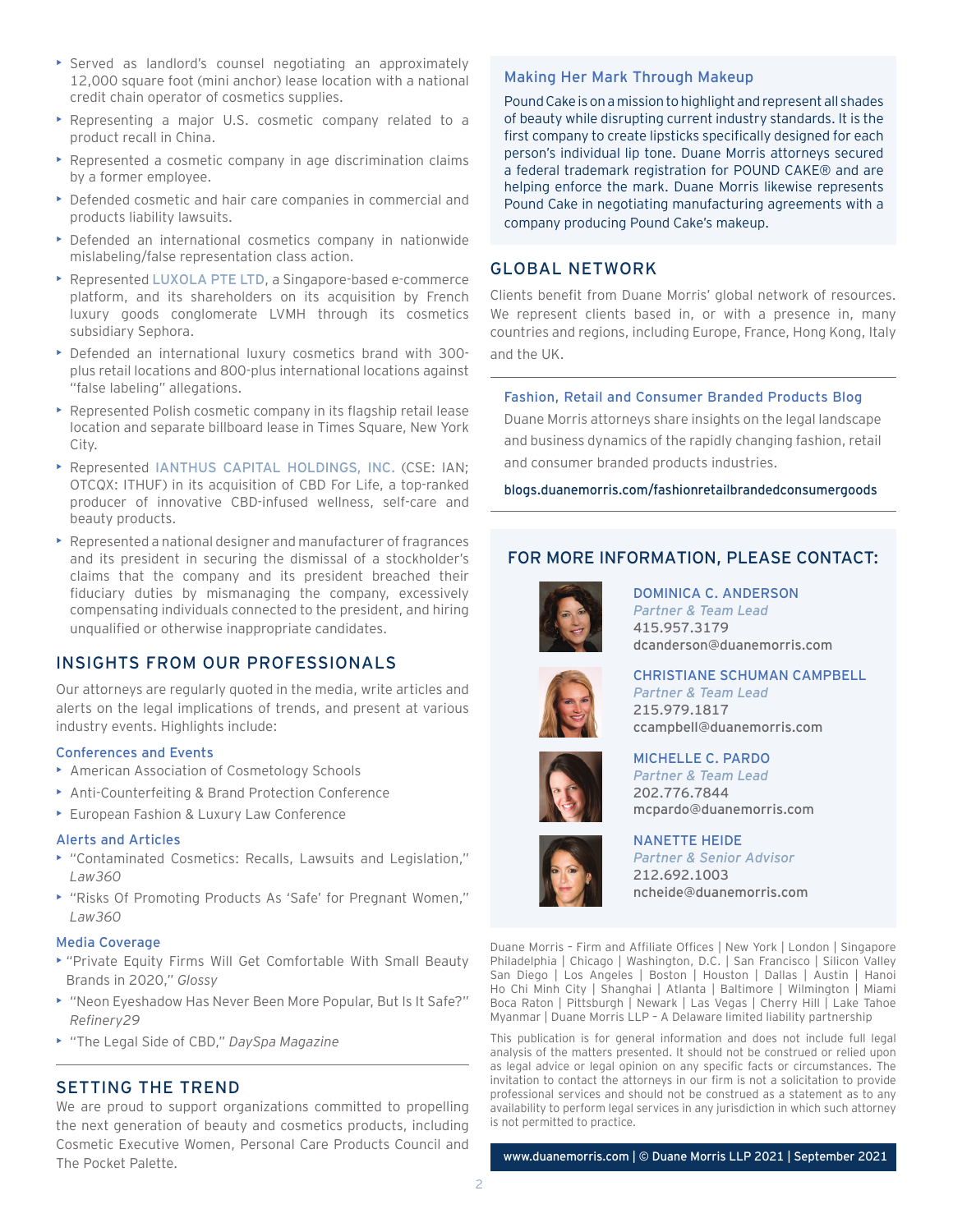- Served as landlord's counsel negotiating an approximately 12,000 square foot (mini anchor) lease location with a national credit chain operator of cosmetics supplies.
- Representing a major U.S. cosmetic company related to a product recall in China.
- Represented a cosmetic company in age discrimination claims by a former employee.
- Defended cosmetic and hair care companies in commercial and products liability lawsuits.
- Defended an international cosmetics company in nationwide mislabeling/false representation class action.
- Represented LUXOLA PTE LTD, a Singapore-based e-commerce platform, and its shareholders on its acquisition by French luxury goods conglomerate LVMH through its cosmetics subsidiary Sephora.
- Defended an international luxury cosmetics brand with 300-plus retail locations and 800-plus international locations against "false labeling" allegations.
- Represented Polish cosmetic company in its flagship retail lease location and separate billboard lease in Times Square, New York City.
- Represented IANTHUS CAPITAL HOLDINGS, INC. (CSE: IAN; OTCQX: ITHUF) in its acquisition of CBD For Life, a top-ranked producer of innovative CBD-infused wellness, self-care and beauty products.
- Represented a national designer and manufacturer of fragrances and its president in securing the dismissal of a stockholder's claims that the company and its president breached their fiduciary duties by mismanaging the company, excessively compensating individuals connected to the president, and hiring unqualified or otherwise inappropriate candidates.

## INSIGHTS FROM OUR PROFESSIONALS

Our attorneys are regularly quoted in the media, write articles and alerts on the legal implications of trends, and present at various industry events. Highlights include:

### Conferences and Events

- American Association of Cosmetology Schools
- Anti-Counterfeiting & Brand Protection Conference
- European Fashion & Luxury Law Conference

### Alerts and Articles

- "Contaminated Cosmetics: Recalls, Lawsuits and Legislation," *Law360*
- "Risks Of Promoting Products As 'Safe' for Pregnant Women," *Law360*

### Media Coverage

- "Private Equity Firms Will Get Comfortable With Small Beauty Brands in 2020," *Glossy*
- "Neon Eyeshadow Has Never Been More Popular, But Is It Safe?" *Refinery29*
- "The Legal Side of CBD," *DaySpa Magazine*

## SETTING THE TREND

We are proud to support organizations committed to propelling the next generation of beauty and cosmetics products, including Cosmetic Executive Women, Personal Care Products Council and The Pocket Palette.

### Making Her Mark Through Makeup

Pound Cake is on a mission to highlight and represent all shades of beauty while disrupting current industry standards. It is the first company to create lipsticks specifically designed for each person's individual lip tone. Duane Morris attorneys secured a federal trademark registration for POUND CAKE® and are helping enforce the mark. Duane Morris likewise represents Pound Cake in negotiating manufacturing agreements with a company producing Pound Cake's makeup.

## GLOBAL NETWORK

Clients benefit from Duane Morris' global network of resources. We represent clients based in, or with a presence in, many countries and regions, including Europe, France, Hong Kong, Italy and the UK.

### Fashion, Retail and Consumer Branded Products Blog

Duane Morris attorneys share insights on the legal landscape and business dynamics of the rapidly changing fashion, retail and consumer branded products industries.

blogs.duanemorris.com/fashionretailbrandedconsumergoods

## FOR MORE INFORMATION, PLEASE CONTACT:

**DOMINICA C. ANDERSON**
*Partner & Team Lead*
415.957.3179
dcanderson@duanemorris.com

**CHRISTIANE SCHUMAN CAMPBELL**
*Partner & Team Lead*
215.979.1817
ccampbell@duanemorris.com

**MICHELLE C. PARDO**
*Partner & Team Lead*
202.776.7844
mcpardo@duanemorris.com

**NANETTE HEIDE**
*Partner & Senior Advisor*
212.692.1003
ncheide@duanemorris.com

Duane Morris – Firm and Affiliate Offices | New York | London | Singapore Philadelphia | Chicago | Washington, D.C. | San Francisco | Silicon Valley San Diego | Los Angeles | Boston | Houston | Dallas | Austin | Hanoi Ho Chi Minh City | Shanghai | Atlanta | Baltimore | Wilmington | Miami Boca Raton | Pittsburgh | Newark | Las Vegas | Cherry Hill | Lake Tahoe Myanmar | Duane Morris LLP – A Delaware limited liability partnership

This publication is for general information and does not include full legal analysis of the matters presented. It should not be construed or relied upon as legal advice or legal opinion on any specific facts or circumstances. The invitation to contact the attorneys in our firm is not a solicitation to provide professional services and should not be construed as a statement as to any availability to perform legal services in any jurisdiction in which such attorney is not permitted to practice.

www.duanemorris.com | © Duane Morris LLP 2021 | September 2021